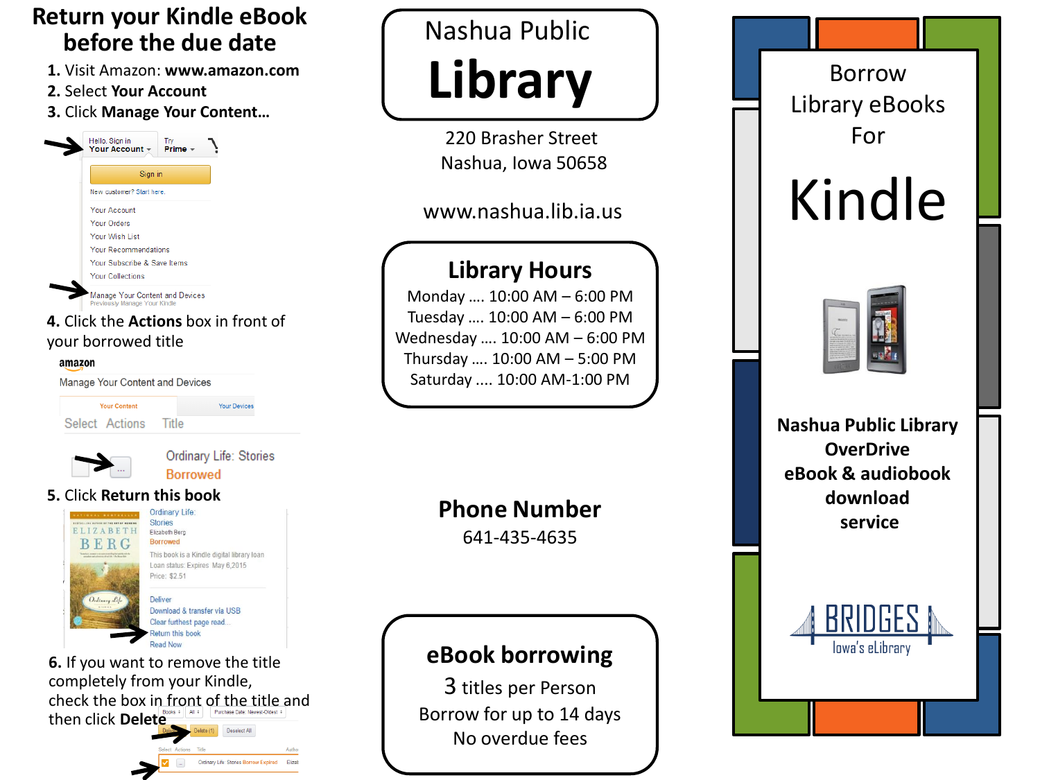# Return your Kindle eBook before the due date

1. Visit Amazon: **www.amazon.com**
2. Select **Your Account**
3. Click **Manage Your Content…**
4. Click the **Actions** box in front of your borrowed title
5. Click **Return this book**
6. If you want to remove the title completely from your Kindle, check the box in front of the title and then click **Delete**

# Nashua Public Library

220 Brasher Street
Nashua, Iowa 50658

www.nashua.lib.ia.us

## Library Hours

Monday …. 10:00 AM – 6:00 PM
Tuesday …. 10:00 AM – 6:00 PM
Wednesday …. 10:00 AM – 6:00 PM
Thursday …. 10:00 AM – 5:00 PM
Saturday …. 10:00 AM-1:00 PM

## Phone Number

641-435-4635

## eBook borrowing

3 titles per Person
Borrow for up to 14 days
No overdue fees

# Borrow Library eBooks For Kindle

**Nashua Public Library OverDrive eBook & audiobook download service**

BRIDGES
Iowa's eLibrary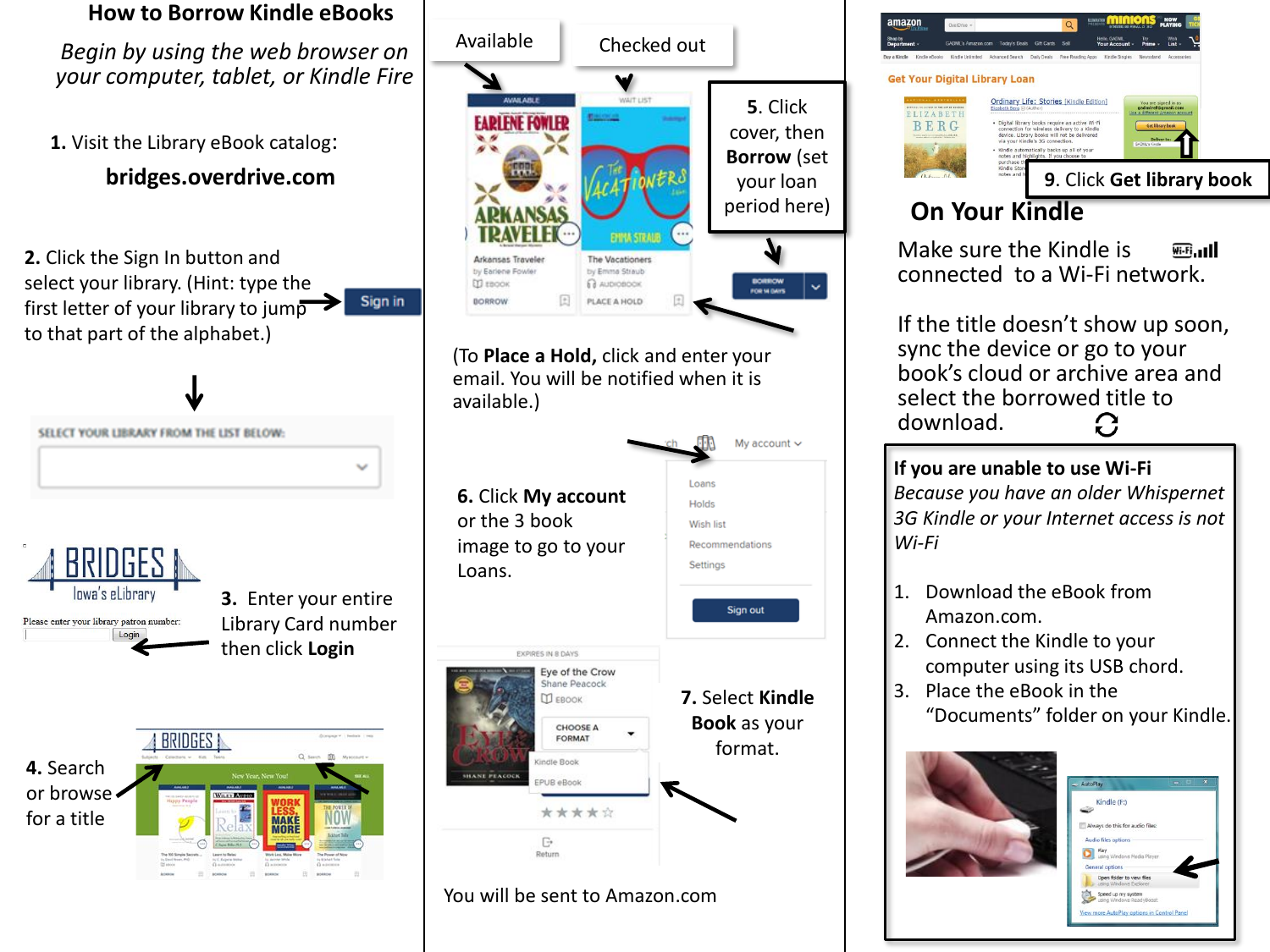# How to Borrow Kindle eBooks

*Begin by using the web browser on your computer, tablet, or Kindle Fire*

**1.** Visit the Library eBook catalog:

**bridges.overdrive.com**

**2.** Click the Sign In button and select your library. (Hint: type the first letter of your library to jump to that part of the alphabet.)

Sign in

SELECT YOUR LIBRARY FROM THE LIST BELOW:

BRIDGES Iowa's eLibrary

Please enter your library patron number: Login

**3.** Enter your entire Library Card number then click **Login**

**4.** Search or browse for a title

Available

Checked out

**5.** Click cover, then **Borrow** (set your loan period here)

(To **Place a Hold,** click and enter your email. You will be notified when it is available.)

**6.** Click **My account** or the 3 book image to go to your Loans.

**7.** Select **Kindle Book** as your format.

You will be sent to Amazon.com

**9.** Click **Get library book**

## On Your Kindle

Make sure the Kindle is connected to a Wi-Fi network.

If the title doesn't show up soon, sync the device or go to your book's cloud or archive area and select the borrowed title to download.

**If you are unable to use Wi-Fi**

*Because you have an older Whispernet 3G Kindle or your Internet access is not Wi-Fi*

1. Download the eBook from Amazon.com.
2. Connect the Kindle to your computer using its USB chord.
3. Place the eBook in the "Documents" folder on your Kindle.